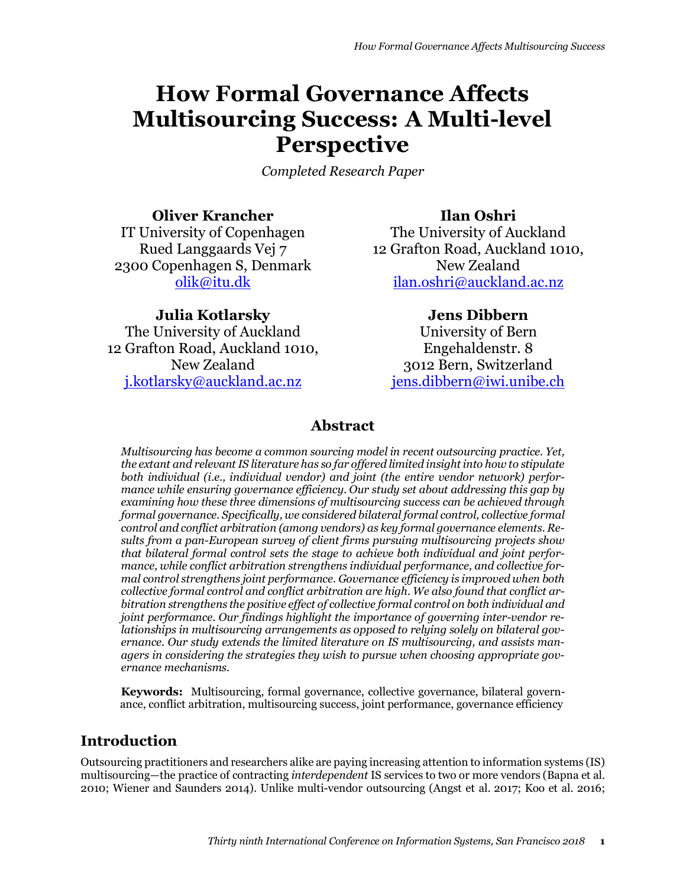# How Formal Governance Affects Multisourcing Success: A Multi-level Perspective

*Completed Research Paper*

**Oliver Krancher**
IT University of Copenhagen
Rued Langgaards Vej 7
2300 Copenhagen S, Denmark
olik@itu.dk

**Ilan Oshri**
The University of Auckland
12 Grafton Road, Auckland 1010,
New Zealand
ilan.oshri@auckland.ac.nz

**Julia Kotlarsky**
The University of Auckland
12 Grafton Road, Auckland 1010,
New Zealand
j.kotlarsky@auckland.ac.nz

**Jens Dibbern**
University of Bern
Engehaldenstr. 8
3012 Bern, Switzerland
jens.dibbern@iwi.unibe.ch

## Abstract

*Multisourcing has become a common sourcing model in recent outsourcing practice. Yet, the extant and relevant IS literature has so far offered limited insight into how to stipulate both individual (i.e., individual vendor) and joint (the entire vendor network) performance while ensuring governance efficiency. Our study set about addressing this gap by examining how these three dimensions of multisourcing success can be achieved through formal governance. Specifically, we considered bilateral formal control, collective formal control and conflict arbitration (among vendors) as key formal governance elements. Results from a pan-European survey of client firms pursuing multisourcing projects show that bilateral formal control sets the stage to achieve both individual and joint performance, while conflict arbitration strengthens individual performance, and collective formal control strengthens joint performance. Governance efficiency is improved when both collective formal control and conflict arbitration are high. We also found that conflict arbitration strengthens the positive effect of collective formal control on both individual and joint performance. Our findings highlight the importance of governing inter-vendor relationships in multisourcing arrangements as opposed to relying solely on bilateral governance. Our study extends the limited literature on IS multisourcing, and assists managers in considering the strategies they wish to pursue when choosing appropriate governance mechanisms.*

**Keywords:** Multisourcing, formal governance, collective governance, bilateral governance, conflict arbitration, multisourcing success, joint performance, governance efficiency

## Introduction

Outsourcing practitioners and researchers alike are paying increasing attention to information systems (IS) multisourcing—the practice of contracting *interdependent* IS services to two or more vendors (Bapna et al. 2010; Wiener and Saunders 2014). Unlike multi-vendor outsourcing (Angst et al. 2017; Koo et al. 2016;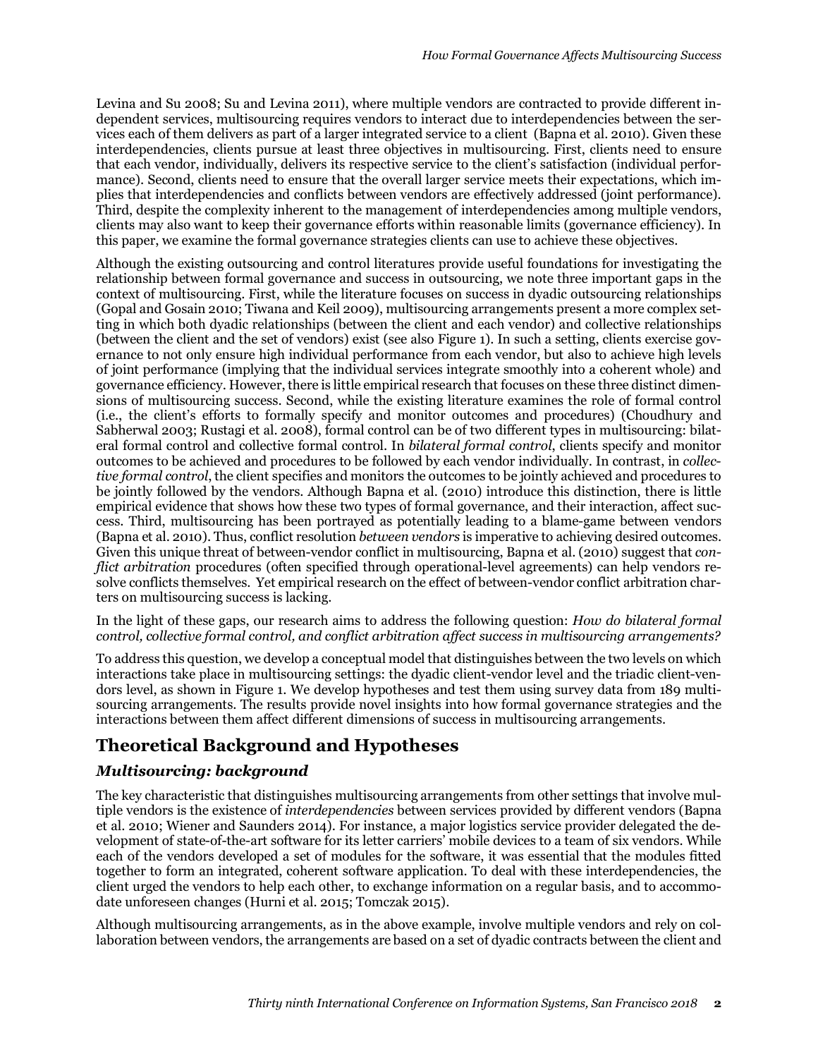Levina and Su 2008; Su and Levina 2011), where multiple vendors are contracted to provide different independent services, multisourcing requires vendors to interact due to interdependencies between the services each of them delivers as part of a larger integrated service to a client (Bapna et al. 2010). Given these interdependencies, clients pursue at least three objectives in multisourcing. First, clients need to ensure that each vendor, individually, delivers its respective service to the client's satisfaction (individual performance). Second, clients need to ensure that the overall larger service meets their expectations, which implies that interdependencies and conflicts between vendors are effectively addressed (joint performance). Third, despite the complexity inherent to the management of interdependencies among multiple vendors, clients may also want to keep their governance efforts within reasonable limits (governance efficiency). In this paper, we examine the formal governance strategies clients can use to achieve these objectives.

Although the existing outsourcing and control literatures provide useful foundations for investigating the relationship between formal governance and success in outsourcing, we note three important gaps in the context of multisourcing. First, while the literature focuses on success in dyadic outsourcing relationships (Gopal and Gosain 2010; Tiwana and Keil 2009), multisourcing arrangements present a more complex setting in which both dyadic relationships (between the client and each vendor) and collective relationships (between the client and the set of vendors) exist (see also Figure 1). In such a setting, clients exercise governance to not only ensure high individual performance from each vendor, but also to achieve high levels of joint performance (implying that the individual services integrate smoothly into a coherent whole) and governance efficiency. However, there is little empirical research that focuses on these three distinct dimensions of multisourcing success. Second, while the existing literature examines the role of formal control (i.e., the client's efforts to formally specify and monitor outcomes and procedures) (Choudhury and Sabherwal 2003; Rustagi et al. 2008), formal control can be of two different types in multisourcing: bilateral formal control and collective formal control. In *bilateral formal control*, clients specify and monitor outcomes to be achieved and procedures to be followed by each vendor individually. In contrast, in *collective formal control*, the client specifies and monitors the outcomes to be jointly achieved and procedures to be jointly followed by the vendors. Although Bapna et al. (2010) introduce this distinction, there is little empirical evidence that shows how these two types of formal governance, and their interaction, affect success. Third, multisourcing has been portrayed as potentially leading to a blame-game between vendors (Bapna et al. 2010). Thus, conflict resolution *between vendors* is imperative to achieving desired outcomes. Given this unique threat of between-vendor conflict in multisourcing, Bapna et al. (2010) suggest that *conflict arbitration* procedures (often specified through operational-level agreements) can help vendors resolve conflicts themselves. Yet empirical research on the effect of between-vendor conflict arbitration charters on multisourcing success is lacking.

In the light of these gaps, our research aims to address the following question: *How do bilateral formal control, collective formal control, and conflict arbitration affect success in multisourcing arrangements?*

To address this question, we develop a conceptual model that distinguishes between the two levels on which interactions take place in multisourcing settings: the dyadic client-vendor level and the triadic client-vendors level, as shown in Figure 1. We develop hypotheses and test them using survey data from 189 multisourcing arrangements. The results provide novel insights into how formal governance strategies and the interactions between them affect different dimensions of success in multisourcing arrangements.

# Theoretical Background and Hypotheses

## *Multisourcing: background*

The key characteristic that distinguishes multisourcing arrangements from other settings that involve multiple vendors is the existence of *interdependencies* between services provided by different vendors (Bapna et al. 2010; Wiener and Saunders 2014). For instance, a major logistics service provider delegated the development of state-of-the-art software for its letter carriers' mobile devices to a team of six vendors. While each of the vendors developed a set of modules for the software, it was essential that the modules fitted together to form an integrated, coherent software application. To deal with these interdependencies, the client urged the vendors to help each other, to exchange information on a regular basis, and to accommodate unforeseen changes (Hurni et al. 2015; Tomczak 2015).

Although multisourcing arrangements, as in the above example, involve multiple vendors and rely on collaboration between vendors, the arrangements are based on a set of dyadic contracts between the client and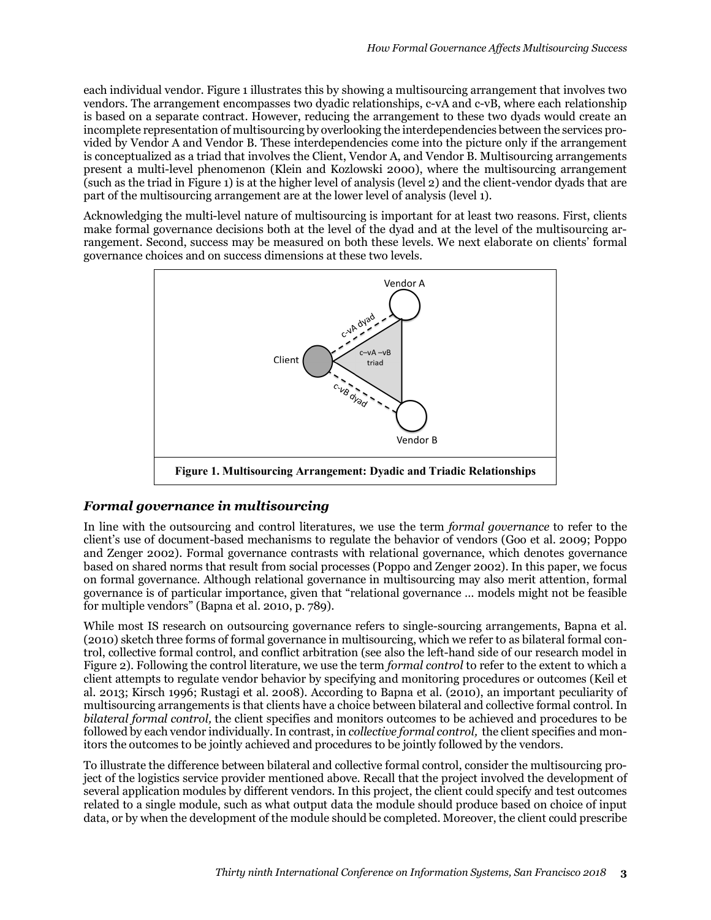each individual vendor. Figure 1 illustrates this by showing a multisourcing arrangement that involves two vendors. The arrangement encompasses two dyadic relationships, c-vA and c-vB, where each relationship is based on a separate contract. However, reducing the arrangement to these two dyads would create an incomplete representation of multisourcing by overlooking the interdependencies between the services provided by Vendor A and Vendor B. These interdependencies come into the picture only if the arrangement is conceptualized as a triad that involves the Client, Vendor A, and Vendor B. Multisourcing arrangements present a multi-level phenomenon (Klein and Kozlowski 2000), where the multisourcing arrangement (such as the triad in Figure 1) is at the higher level of analysis (level 2) and the client-vendor dyads that are part of the multisourcing arrangement are at the lower level of analysis (level 1).

Acknowledging the multi-level nature of multisourcing is important for at least two reasons. First, clients make formal governance decisions both at the level of the dyad and at the level of the multisourcing arrangement. Second, success may be measured on both these levels. We next elaborate on clients' formal governance choices and on success dimensions at these two levels.

**Figure 1. Multisourcing Arrangement: Dyadic and Triadic Relationships**

### *Formal governance in multisourcing*

In line with the outsourcing and control literatures, we use the term *formal governance* to refer to the client's use of document-based mechanisms to regulate the behavior of vendors (Goo et al. 2009; Poppo and Zenger 2002). Formal governance contrasts with relational governance, which denotes governance based on shared norms that result from social processes (Poppo and Zenger 2002). In this paper, we focus on formal governance. Although relational governance in multisourcing may also merit attention, formal governance is of particular importance, given that "relational governance … models might not be feasible for multiple vendors" (Bapna et al. 2010, p. 789).

While most IS research on outsourcing governance refers to single-sourcing arrangements, Bapna et al. (2010) sketch three forms of formal governance in multisourcing, which we refer to as bilateral formal control, collective formal control, and conflict arbitration (see also the left-hand side of our research model in Figure 2). Following the control literature, we use the term *formal control* to refer to the extent to which a client attempts to regulate vendor behavior by specifying and monitoring procedures or outcomes (Keil et al. 2013; Kirsch 1996; Rustagi et al. 2008). According to Bapna et al. (2010), an important peculiarity of multisourcing arrangements is that clients have a choice between bilateral and collective formal control. In *bilateral formal control,* the client specifies and monitors outcomes to be achieved and procedures to be followed by each vendor individually. In contrast, in *collective formal control,* the client specifies and monitors the outcomes to be jointly achieved and procedures to be jointly followed by the vendors.

To illustrate the difference between bilateral and collective formal control, consider the multisourcing project of the logistics service provider mentioned above. Recall that the project involved the development of several application modules by different vendors. In this project, the client could specify and test outcomes related to a single module, such as what output data the module should produce based on choice of input data, or by when the development of the module should be completed. Moreover, the client could prescribe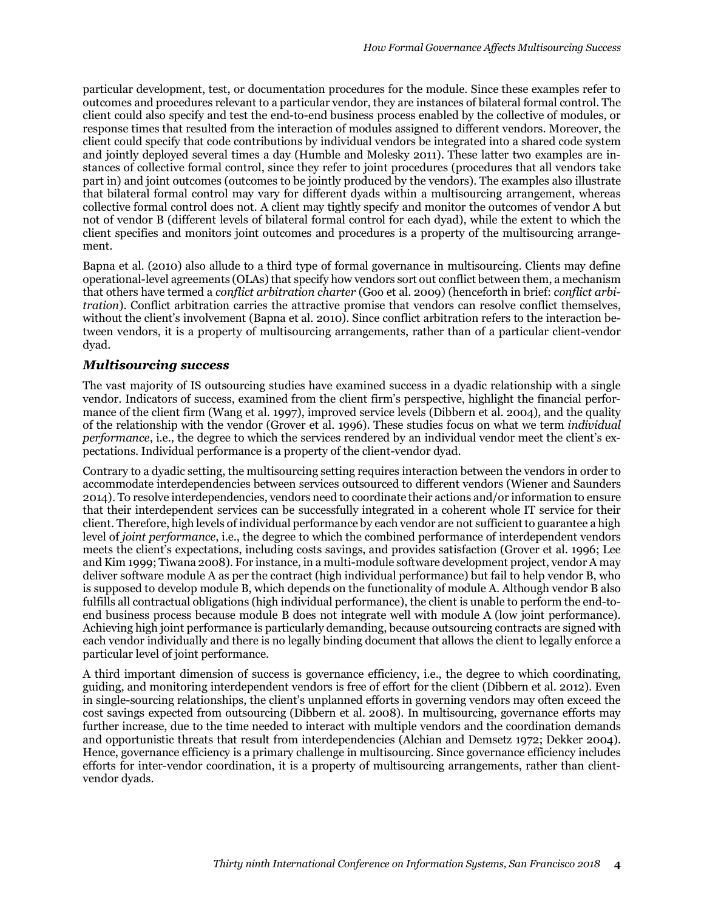particular development, test, or documentation procedures for the module. Since these examples refer to outcomes and procedures relevant to a particular vendor, they are instances of bilateral formal control. The client could also specify and test the end-to-end business process enabled by the collective of modules, or response times that resulted from the interaction of modules assigned to different vendors. Moreover, the client could specify that code contributions by individual vendors be integrated into a shared code system and jointly deployed several times a day (Humble and Molesky 2011). These latter two examples are instances of collective formal control, since they refer to joint procedures (procedures that all vendors take part in) and joint outcomes (outcomes to be jointly produced by the vendors). The examples also illustrate that bilateral formal control may vary for different dyads within a multisourcing arrangement, whereas collective formal control does not. A client may tightly specify and monitor the outcomes of vendor A but not of vendor B (different levels of bilateral formal control for each dyad), while the extent to which the client specifies and monitors joint outcomes and procedures is a property of the multisourcing arrangement.

Bapna et al. (2010) also allude to a third type of formal governance in multisourcing. Clients may define operational-level agreements (OLAs) that specify how vendors sort out conflict between them, a mechanism that others have termed a *conflict arbitration charter* (Goo et al. 2009) (henceforth in brief: *conflict arbitration*). Conflict arbitration carries the attractive promise that vendors can resolve conflict themselves, without the client's involvement (Bapna et al. 2010). Since conflict arbitration refers to the interaction between vendors, it is a property of multisourcing arrangements, rather than of a particular client-vendor dyad.

### *Multisourcing success*

The vast majority of IS outsourcing studies have examined success in a dyadic relationship with a single vendor. Indicators of success, examined from the client firm's perspective, highlight the financial performance of the client firm (Wang et al. 1997), improved service levels (Dibbern et al. 2004), and the quality of the relationship with the vendor (Grover et al. 1996). These studies focus on what we term *individual performance*, i.e., the degree to which the services rendered by an individual vendor meet the client's expectations. Individual performance is a property of the client-vendor dyad.

Contrary to a dyadic setting, the multisourcing setting requires interaction between the vendors in order to accommodate interdependencies between services outsourced to different vendors (Wiener and Saunders 2014). To resolve interdependencies, vendors need to coordinate their actions and/or information to ensure that their interdependent services can be successfully integrated in a coherent whole IT service for their client. Therefore, high levels of individual performance by each vendor are not sufficient to guarantee a high level of *joint performance*, i.e., the degree to which the combined performance of interdependent vendors meets the client's expectations, including costs savings, and provides satisfaction (Grover et al. 1996; Lee and Kim 1999; Tiwana 2008). For instance, in a multi-module software development project, vendor A may deliver software module A as per the contract (high individual performance) but fail to help vendor B, who is supposed to develop module B, which depends on the functionality of module A. Although vendor B also fulfills all contractual obligations (high individual performance), the client is unable to perform the end-to-end business process because module B does not integrate well with module A (low joint performance). Achieving high joint performance is particularly demanding, because outsourcing contracts are signed with each vendor individually and there is no legally binding document that allows the client to legally enforce a particular level of joint performance.

A third important dimension of success is governance efficiency, i.e., the degree to which coordinating, guiding, and monitoring interdependent vendors is free of effort for the client (Dibbern et al. 2012). Even in single-sourcing relationships, the client's unplanned efforts in governing vendors may often exceed the cost savings expected from outsourcing (Dibbern et al. 2008). In multisourcing, governance efforts may further increase, due to the time needed to interact with multiple vendors and the coordination demands and opportunistic threats that result from interdependencies (Alchian and Demsetz 1972; Dekker 2004). Hence, governance efficiency is a primary challenge in multisourcing. Since governance efficiency includes efforts for inter-vendor coordination, it is a property of multisourcing arrangements, rather than client-vendor dyads.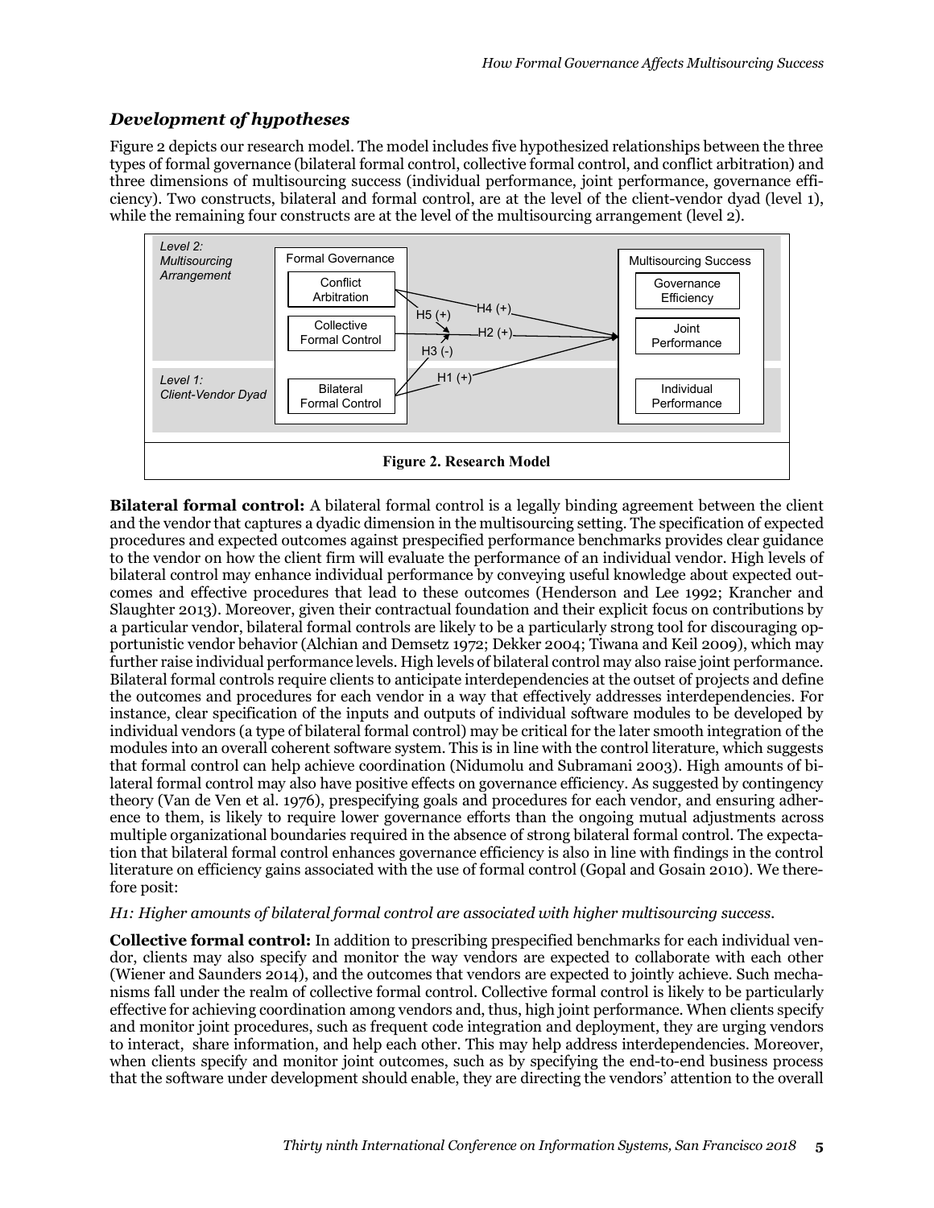### *Development of hypotheses*

Figure 2 depicts our research model. The model includes five hypothesized relationships between the three types of formal governance (bilateral formal control, collective formal control, and conflict arbitration) and three dimensions of multisourcing success (individual performance, joint performance, governance efficiency). Two constructs, bilateral and formal control, are at the level of the client-vendor dyad (level 1), while the remaining four constructs are at the level of the multisourcing arrangement (level 2).

**Figure 2. Research Model**

**Bilateral formal control:** A bilateral formal control is a legally binding agreement between the client and the vendor that captures a dyadic dimension in the multisourcing setting. The specification of expected procedures and expected outcomes against prespecified performance benchmarks provides clear guidance to the vendor on how the client firm will evaluate the performance of an individual vendor. High levels of bilateral control may enhance individual performance by conveying useful knowledge about expected outcomes and effective procedures that lead to these outcomes (Henderson and Lee 1992; Krancher and Slaughter 2013). Moreover, given their contractual foundation and their explicit focus on contributions by a particular vendor, bilateral formal controls are likely to be a particularly strong tool for discouraging opportunistic vendor behavior (Alchian and Demsetz 1972; Dekker 2004; Tiwana and Keil 2009), which may further raise individual performance levels. High levels of bilateral control may also raise joint performance. Bilateral formal controls require clients to anticipate interdependencies at the outset of projects and define the outcomes and procedures for each vendor in a way that effectively addresses interdependencies. For instance, clear specification of the inputs and outputs of individual software modules to be developed by individual vendors (a type of bilateral formal control) may be critical for the later smooth integration of the modules into an overall coherent software system. This is in line with the control literature, which suggests that formal control can help achieve coordination (Nidumolu and Subramani 2003). High amounts of bilateral formal control may also have positive effects on governance efficiency. As suggested by contingency theory (Van de Ven et al. 1976), prespecifying goals and procedures for each vendor, and ensuring adherence to them, is likely to require lower governance efforts than the ongoing mutual adjustments across multiple organizational boundaries required in the absence of strong bilateral formal control. The expectation that bilateral formal control enhances governance efficiency is also in line with findings in the control literature on efficiency gains associated with the use of formal control (Gopal and Gosain 2010). We therefore posit:

*H1: Higher amounts of bilateral formal control are associated with higher multisourcing success.*

**Collective formal control:** In addition to prescribing prespecified benchmarks for each individual vendor, clients may also specify and monitor the way vendors are expected to collaborate with each other (Wiener and Saunders 2014), and the outcomes that vendors are expected to jointly achieve. Such mechanisms fall under the realm of collective formal control. Collective formal control is likely to be particularly effective for achieving coordination among vendors and, thus, high joint performance. When clients specify and monitor joint procedures, such as frequent code integration and deployment, they are urging vendors to interact, share information, and help each other. This may help address interdependencies. Moreover, when clients specify and monitor joint outcomes, such as by specifying the end-to-end business process that the software under development should enable, they are directing the vendors' attention to the overall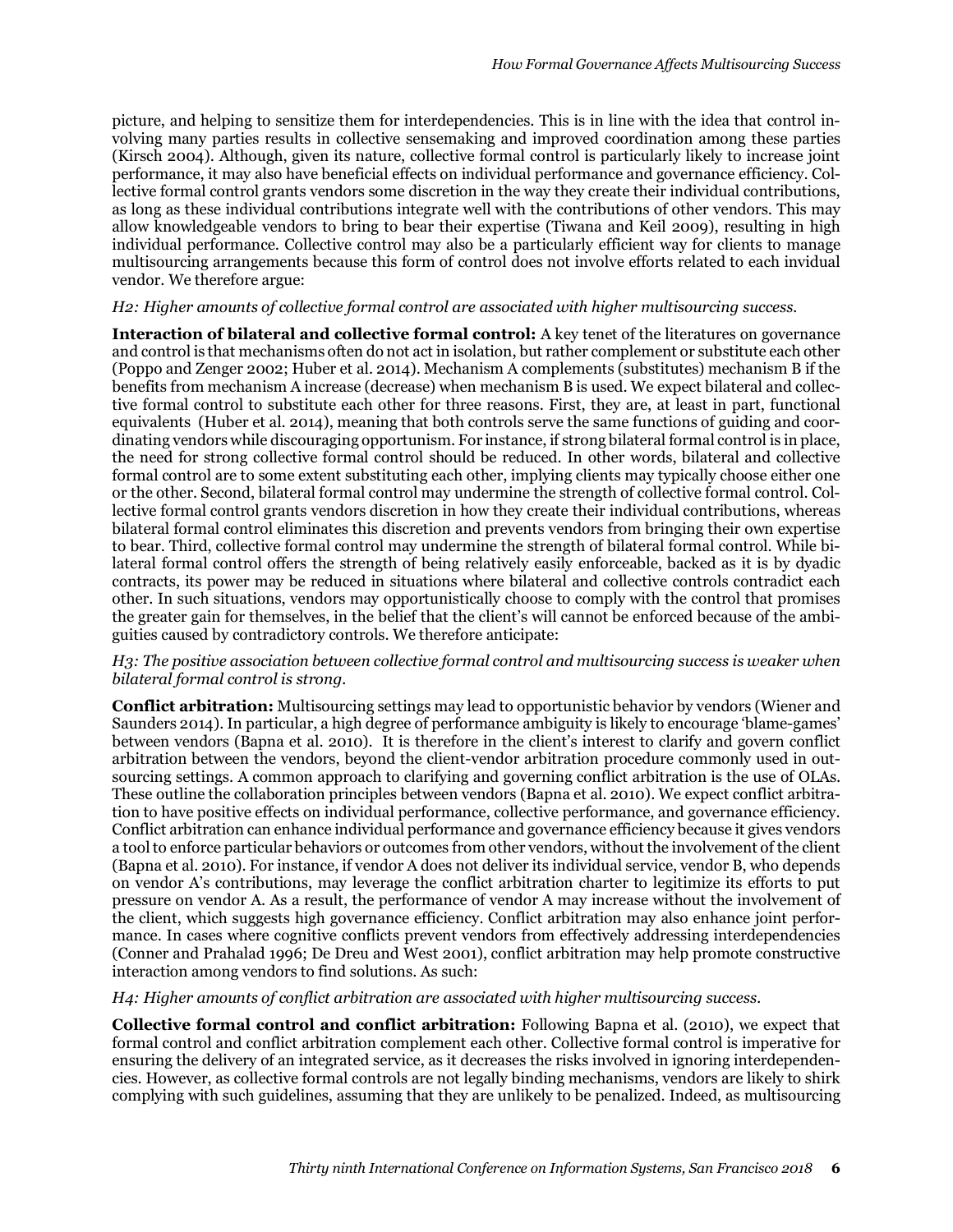picture, and helping to sensitize them for interdependencies. This is in line with the idea that control involving many parties results in collective sensemaking and improved coordination among these parties (Kirsch 2004). Although, given its nature, collective formal control is particularly likely to increase joint performance, it may also have beneficial effects on individual performance and governance efficiency. Collective formal control grants vendors some discretion in the way they create their individual contributions, as long as these individual contributions integrate well with the contributions of other vendors. This may allow knowledgeable vendors to bring to bear their expertise (Tiwana and Keil 2009), resulting in high individual performance. Collective control may also be a particularly efficient way for clients to manage multisourcing arrangements because this form of control does not involve efforts related to each invidual vendor. We therefore argue:

*H2: Higher amounts of collective formal control are associated with higher multisourcing success.*

**Interaction of bilateral and collective formal control:** A key tenet of the literatures on governance and control is that mechanisms often do not act in isolation, but rather complement or substitute each other (Poppo and Zenger 2002; Huber et al. 2014). Mechanism A complements (substitutes) mechanism B if the benefits from mechanism A increase (decrease) when mechanism B is used. We expect bilateral and collective formal control to substitute each other for three reasons. First, they are, at least in part, functional equivalents (Huber et al. 2014), meaning that both controls serve the same functions of guiding and coordinating vendors while discouraging opportunism. For instance, if strong bilateral formal control is in place, the need for strong collective formal control should be reduced. In other words, bilateral and collective formal control are to some extent substituting each other, implying clients may typically choose either one or the other. Second, bilateral formal control may undermine the strength of collective formal control. Collective formal control grants vendors discretion in how they create their individual contributions, whereas bilateral formal control eliminates this discretion and prevents vendors from bringing their own expertise to bear. Third, collective formal control may undermine the strength of bilateral formal control. While bilateral formal control offers the strength of being relatively easily enforceable, backed as it is by dyadic contracts, its power may be reduced in situations where bilateral and collective controls contradict each other. In such situations, vendors may opportunistically choose to comply with the control that promises the greater gain for themselves, in the belief that the client's will cannot be enforced because of the ambiguities caused by contradictory controls. We therefore anticipate:

*H3: The positive association between collective formal control and multisourcing success is weaker when bilateral formal control is strong.*

**Conflict arbitration:** Multisourcing settings may lead to opportunistic behavior by vendors (Wiener and Saunders 2014). In particular, a high degree of performance ambiguity is likely to encourage 'blame-games' between vendors (Bapna et al. 2010). It is therefore in the client's interest to clarify and govern conflict arbitration between the vendors, beyond the client-vendor arbitration procedure commonly used in outsourcing settings. A common approach to clarifying and governing conflict arbitration is the use of OLAs. These outline the collaboration principles between vendors (Bapna et al. 2010). We expect conflict arbitration to have positive effects on individual performance, collective performance, and governance efficiency. Conflict arbitration can enhance individual performance and governance efficiency because it gives vendors a tool to enforce particular behaviors or outcomes from other vendors, without the involvement of the client (Bapna et al. 2010). For instance, if vendor A does not deliver its individual service, vendor B, who depends on vendor A's contributions, may leverage the conflict arbitration charter to legitimize its efforts to put pressure on vendor A. As a result, the performance of vendor A may increase without the involvement of the client, which suggests high governance efficiency. Conflict arbitration may also enhance joint performance. In cases where cognitive conflicts prevent vendors from effectively addressing interdependencies (Conner and Prahalad 1996; De Dreu and West 2001), conflict arbitration may help promote constructive interaction among vendors to find solutions. As such:

*H4: Higher amounts of conflict arbitration are associated with higher multisourcing success.*

**Collective formal control and conflict arbitration:** Following Bapna et al. (2010), we expect that formal control and conflict arbitration complement each other. Collective formal control is imperative for ensuring the delivery of an integrated service, as it decreases the risks involved in ignoring interdependencies. However, as collective formal controls are not legally binding mechanisms, vendors are likely to shirk complying with such guidelines, assuming that they are unlikely to be penalized. Indeed, as multisourcing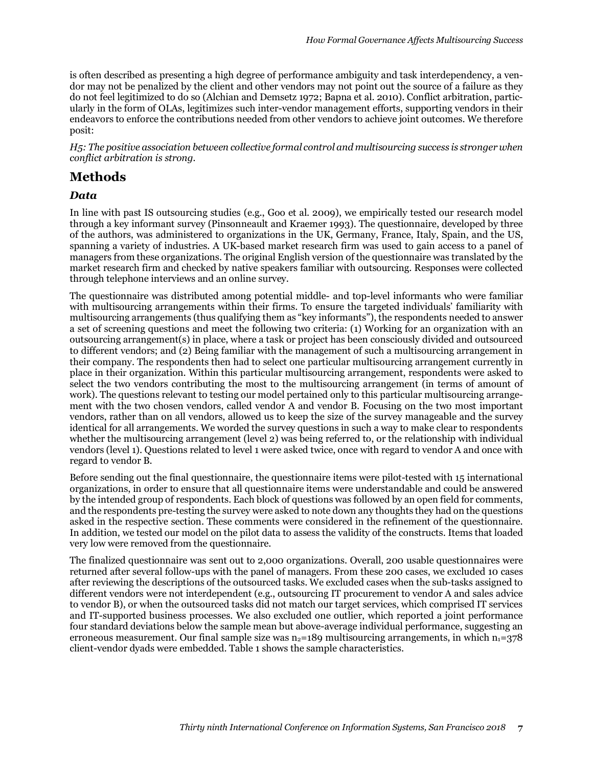is often described as presenting a high degree of performance ambiguity and task interdependency, a vendor may not be penalized by the client and other vendors may not point out the source of a failure as they do not feel legitimized to do so (Alchian and Demsetz 1972; Bapna et al. 2010). Conflict arbitration, particularly in the form of OLAs, legitimizes such inter-vendor management efforts, supporting vendors in their endeavors to enforce the contributions needed from other vendors to achieve joint outcomes. We therefore posit:

*H5: The positive association between collective formal control and multisourcing success is stronger when conflict arbitration is strong.*

## Methods

### Data

In line with past IS outsourcing studies (e.g., Goo et al. 2009), we empirically tested our research model through a key informant survey (Pinsonneault and Kraemer 1993). The questionnaire, developed by three of the authors, was administered to organizations in the UK, Germany, France, Italy, Spain, and the US, spanning a variety of industries. A UK-based market research firm was used to gain access to a panel of managers from these organizations. The original English version of the questionnaire was translated by the market research firm and checked by native speakers familiar with outsourcing. Responses were collected through telephone interviews and an online survey.

The questionnaire was distributed among potential middle- and top-level informants who were familiar with multisourcing arrangements within their firms. To ensure the targeted individuals' familiarity with multisourcing arrangements (thus qualifying them as "key informants"), the respondents needed to answer a set of screening questions and meet the following two criteria: (1) Working for an organization with an outsourcing arrangement(s) in place, where a task or project has been consciously divided and outsourced to different vendors; and (2) Being familiar with the management of such a multisourcing arrangement in their company. The respondents then had to select one particular multisourcing arrangement currently in place in their organization. Within this particular multisourcing arrangement, respondents were asked to select the two vendors contributing the most to the multisourcing arrangement (in terms of amount of work). The questions relevant to testing our model pertained only to this particular multisourcing arrangement with the two chosen vendors, called vendor A and vendor B. Focusing on the two most important vendors, rather than on all vendors, allowed us to keep the size of the survey manageable and the survey identical for all arrangements. We worded the survey questions in such a way to make clear to respondents whether the multisourcing arrangement (level 2) was being referred to, or the relationship with individual vendors (level 1). Questions related to level 1 were asked twice, once with regard to vendor A and once with regard to vendor B.

Before sending out the final questionnaire, the questionnaire items were pilot-tested with 15 international organizations, in order to ensure that all questionnaire items were understandable and could be answered by the intended group of respondents. Each block of questions was followed by an open field for comments, and the respondents pre-testing the survey were asked to note down any thoughts they had on the questions asked in the respective section. These comments were considered in the refinement of the questionnaire. In addition, we tested our model on the pilot data to assess the validity of the constructs. Items that loaded very low were removed from the questionnaire.

The finalized questionnaire was sent out to 2,000 organizations. Overall, 200 usable questionnaires were returned after several follow-ups with the panel of managers. From these 200 cases, we excluded 10 cases after reviewing the descriptions of the outsourced tasks. We excluded cases when the sub-tasks assigned to different vendors were not interdependent (e.g., outsourcing IT procurement to vendor A and sales advice to vendor B), or when the outsourced tasks did not match our target services, which comprised IT services and IT-supported business processes. We also excluded one outlier, which reported a joint performance four standard deviations below the sample mean but above-average individual performance, suggesting an erroneous measurement. Our final sample size was $n_2$=189 multisourcing arrangements, in which $n_1$=378 client-vendor dyads were embedded. Table 1 shows the sample characteristics.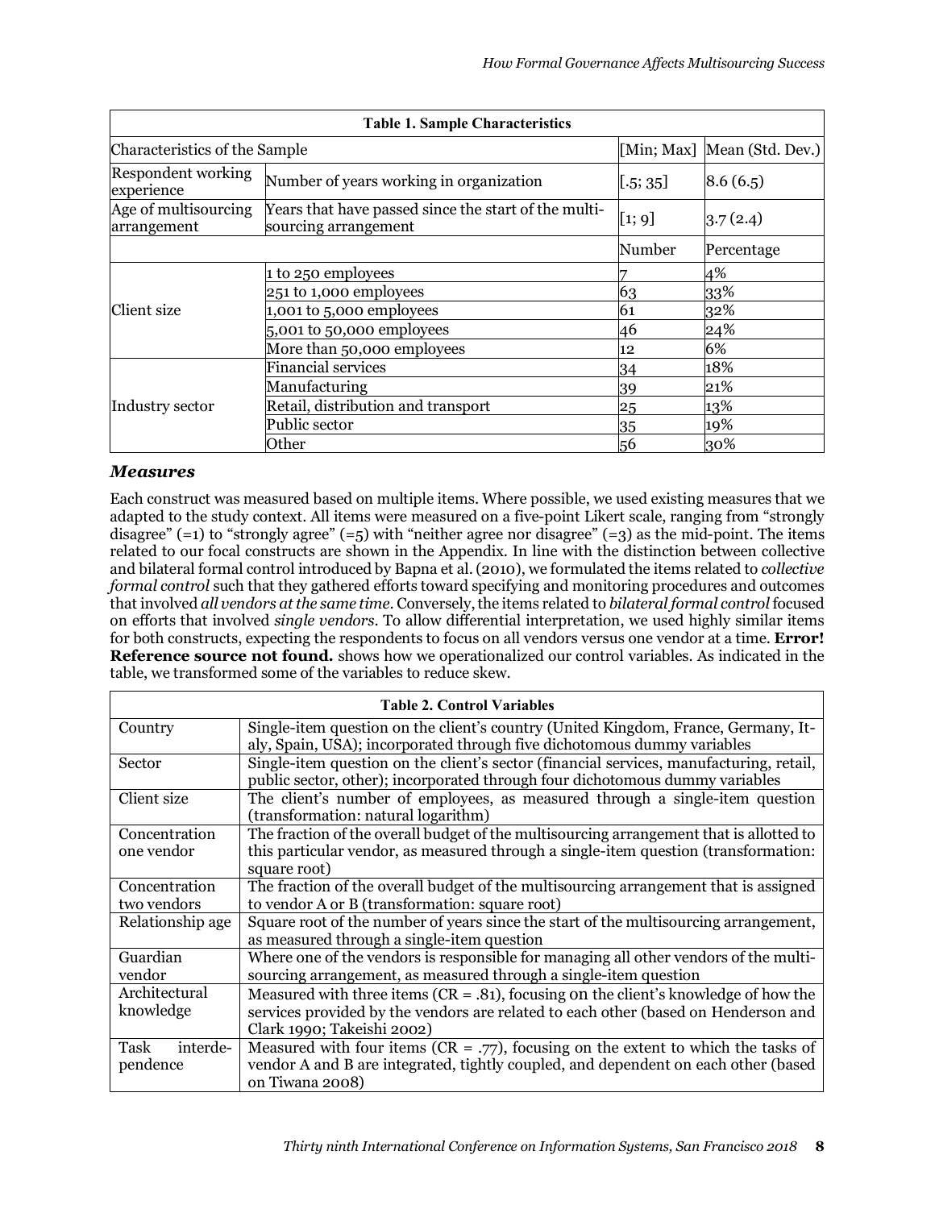| Table 1. Sample Characteristics | | | |
|---|---|---|---|
| Characteristics of the Sample | | [Min; Max] | Mean (Std. Dev.) |
| Respondent working experience | Number of years working in organization | [.5; 35] | 8.6 (6.5) |
| Age of multisourcing arrangement | Years that have passed since the start of the multi-sourcing arrangement | [1; 9] | 3.7 (2.4) |
| | | Number | Percentage |
| Client size | 1 to 250 employees | 7 | 4% |
| | 251 to 1,000 employees | 63 | 33% |
| | 1,001 to 5,000 employees | 61 | 32% |
| | 5,001 to 50,000 employees | 46 | 24% |
| | More than 50,000 employees | 12 | 6% |
| Industry sector | Financial services | 34 | 18% |
| | Manufacturing | 39 | 21% |
| | Retail, distribution and transport | 25 | 13% |
| | Public sector | 35 | 19% |
| | Other | 56 | 30% |

### *Measures*

Each construct was measured based on multiple items. Where possible, we used existing measures that we adapted to the study context. All items were measured on a five-point Likert scale, ranging from "strongly disagree" (=1) to "strongly agree" (=5) with "neither agree nor disagree" (=3) as the mid-point. The items related to our focal constructs are shown in the Appendix. In line with the distinction between collective and bilateral formal control introduced by Bapna et al. (2010), we formulated the items related to *collective formal control* such that they gathered efforts toward specifying and monitoring procedures and outcomes that involved *all vendors at the same time*. Conversely, the items related to *bilateral formal control* focused on efforts that involved *single vendors*. To allow differential interpretation, we used highly similar items for both constructs, expecting the respondents to focus on all vendors versus one vendor at a time. **Error! Reference source not found.** shows how we operationalized our control variables. As indicated in the table, we transformed some of the variables to reduce skew.

| Table 2. Control Variables | |
|---|---|
| Country | Single-item question on the client's country (United Kingdom, France, Germany, Italy, Spain, USA); incorporated through five dichotomous dummy variables |
| Sector | Single-item question on the client's sector (financial services, manufacturing, retail, public sector, other); incorporated through four dichotomous dummy variables |
| Client size | The client's number of employees, as measured through a single-item question (transformation: natural logarithm) |
| Concentration one vendor | The fraction of the overall budget of the multisourcing arrangement that is allotted to this particular vendor, as measured through a single-item question (transformation: square root) |
| Concentration two vendors | The fraction of the overall budget of the multisourcing arrangement that is assigned to vendor A or B (transformation: square root) |
| Relationship age | Square root of the number of years since the start of the multisourcing arrangement, as measured through a single-item question |
| Guardian vendor | Where one of the vendors is responsible for managing all other vendors of the multi-sourcing arrangement, as measured through a single-item question |
| Architectural knowledge | Measured with three items (CR = .81), focusing on the client's knowledge of how the services provided by the vendors are related to each other (based on Henderson and Clark 1990; Takeishi 2002) |
| Task interdependence | Measured with four items (CR = .77), focusing on the extent to which the tasks of vendor A and B are integrated, tightly coupled, and dependent on each other (based on Tiwana 2008) |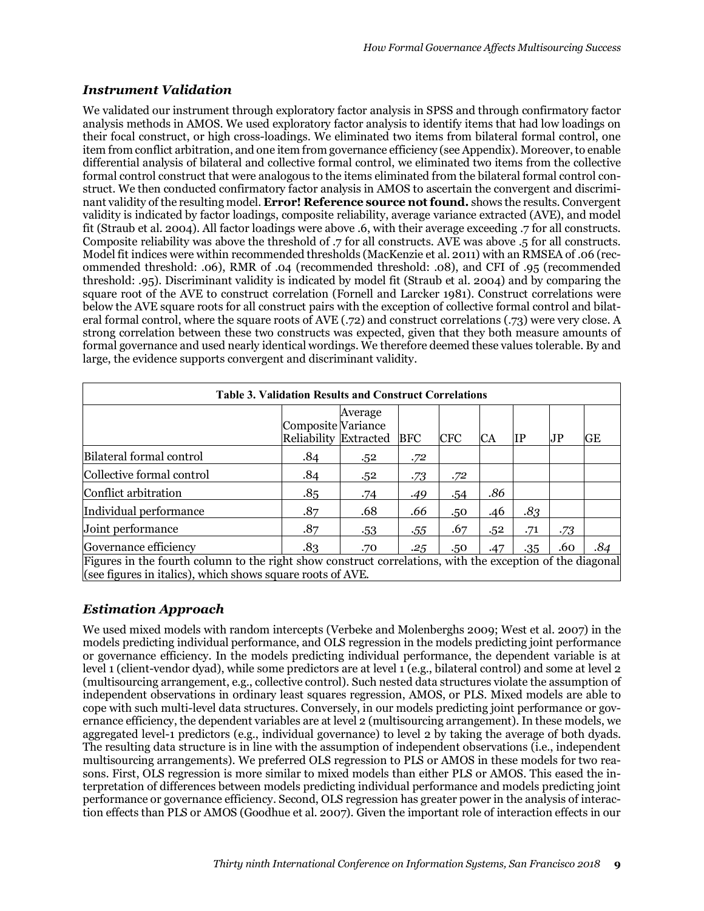### *Instrument Validation*

We validated our instrument through exploratory factor analysis in SPSS and through confirmatory factor analysis methods in AMOS. We used exploratory factor analysis to identify items that had low loadings on their focal construct, or high cross-loadings. We eliminated two items from bilateral formal control, one item from conflict arbitration, and one item from governance efficiency (see Appendix). Moreover, to enable differential analysis of bilateral and collective formal control, we eliminated two items from the collective formal control construct that were analogous to the items eliminated from the bilateral formal control construct. We then conducted confirmatory factor analysis in AMOS to ascertain the convergent and discriminant validity of the resulting model. **Error! Reference source not found.** shows the results. Convergent validity is indicated by factor loadings, composite reliability, average variance extracted (AVE), and model fit (Straub et al. 2004). All factor loadings were above .6, with their average exceeding .7 for all constructs. Composite reliability was above the threshold of .7 for all constructs. AVE was above .5 for all constructs. Model fit indices were within recommended thresholds (MacKenzie et al. 2011) with an RMSEA of .06 (recommended threshold: .06), RMR of .04 (recommended threshold: .08), and CFI of .95 (recommended threshold: .95). Discriminant validity is indicated by model fit (Straub et al. 2004) and by comparing the square root of the AVE to construct correlation (Fornell and Larcker 1981). Construct correlations were below the AVE square roots for all construct pairs with the exception of collective formal control and bilateral formal control, where the square roots of AVE (.72) and construct correlations (.73) were very close. A strong correlation between these two constructs was expected, given that they both measure amounts of formal governance and used nearly identical wordings. We therefore deemed these values tolerable. By and large, the evidence supports convergent and discriminant validity.

**Table 3. Validation Results and Construct Correlations**

| | Composite Reliability | Average Variance Extracted | BFC | CFC | CA | IP | JP | GE |
|---|---|---|---|---|---|---|---|---|
| Bilateral formal control | .84 | .52 | *.72* | | | | | |
| Collective formal control | .84 | .52 | .73 | *.72* | | | | |
| Conflict arbitration | .85 | .74 | .49 | .54 | *.86* | | | |
| Individual performance | .87 | .68 | .66 | .50 | .46 | *.83* | | |
| Joint performance | .87 | .53 | .55 | .67 | .52 | .71 | *.73* | |
| Governance efficiency | .83 | .70 | .25 | .50 | .47 | .35 | .60 | *.84* |

Figures in the fourth column to the right show construct correlations, with the exception of the diagonal (see figures in italics), which shows square roots of AVE.

### *Estimation Approach*

We used mixed models with random intercepts (Verbeke and Molenberghs 2009; West et al. 2007) in the models predicting individual performance, and OLS regression in the models predicting joint performance or governance efficiency. In the models predicting individual performance, the dependent variable is at level 1 (client-vendor dyad), while some predictors are at level 1 (e.g., bilateral control) and some at level 2 (multisourcing arrangement, e.g., collective control). Such nested data structures violate the assumption of independent observations in ordinary least squares regression, AMOS, or PLS. Mixed models are able to cope with such multi-level data structures. Conversely, in our models predicting joint performance or governance efficiency, the dependent variables are at level 2 (multisourcing arrangement). In these models, we aggregated level-1 predictors (e.g., individual governance) to level 2 by taking the average of both dyads. The resulting data structure is in line with the assumption of independent observations (i.e., independent multisourcing arrangements). We preferred OLS regression to PLS or AMOS in these models for two reasons. First, OLS regression is more similar to mixed models than either PLS or AMOS. This eased the interpretation of differences between models predicting individual performance and models predicting joint performance or governance efficiency. Second, OLS regression has greater power in the analysis of interaction effects than PLS or AMOS (Goodhue et al. 2007). Given the important role of interaction effects in our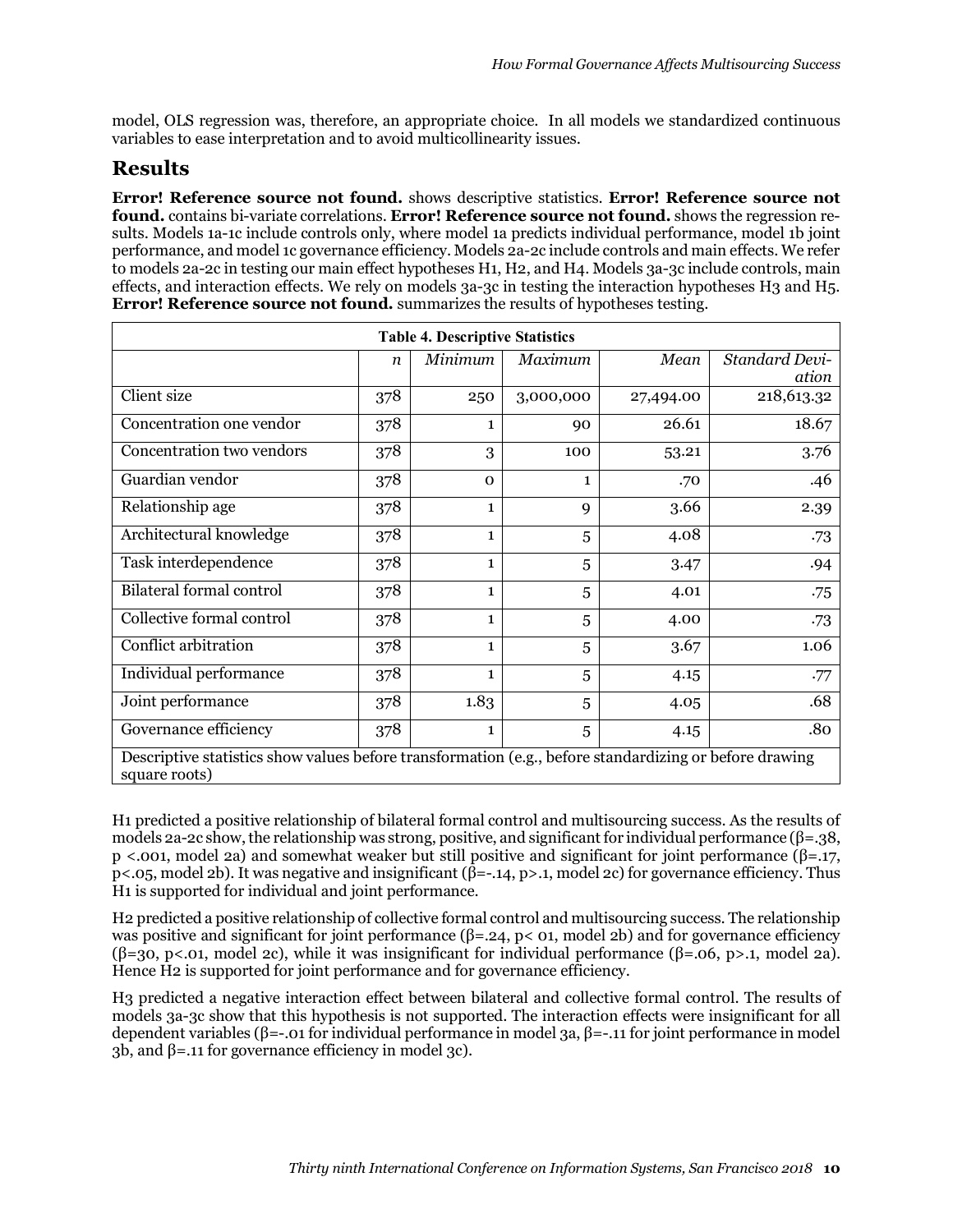model, OLS regression was, therefore, an appropriate choice. In all models we standardized continuous variables to ease interpretation and to avoid multicollinearity issues.

## Results

**Error! Reference source not found.** shows descriptive statistics. **Error! Reference source not found.** contains bi-variate correlations. **Error! Reference source not found.** shows the regression results. Models 1a-1c include controls only, where model 1a predicts individual performance, model 1b joint performance, and model 1c governance efficiency. Models 2a-2c include controls and main effects. We refer to models 2a-2c in testing our main effect hypotheses H1, H2, and H4. Models 3a-3c include controls, main effects, and interaction effects. We rely on models 3a-3c in testing the interaction hypotheses H3 and H5. **Error! Reference source not found.** summarizes the results of hypotheses testing.

**Table 4. Descriptive Statistics**

| | *n* | *Minimum* | *Maximum* | *Mean* | *Standard Deviation* |
|---|---|---|---|---|---|
| Client size | 378 | 250 | 3,000,000 | 27,494.00 | 218,613.32 |
| Concentration one vendor | 378 | 1 | 90 | 26.61 | 18.67 |
| Concentration two vendors | 378 | 3 | 100 | 53.21 | 3.76 |
| Guardian vendor | 378 | 0 | 1 | .70 | .46 |
| Relationship age | 378 | 1 | 9 | 3.66 | 2.39 |
| Architectural knowledge | 378 | 1 | 5 | 4.08 | .73 |
| Task interdependence | 378 | 1 | 5 | 3.47 | .94 |
| Bilateral formal control | 378 | 1 | 5 | 4.01 | .75 |
| Collective formal control | 378 | 1 | 5 | 4.00 | .73 |
| Conflict arbitration | 378 | 1 | 5 | 3.67 | 1.06 |
| Individual performance | 378 | 1 | 5 | 4.15 | .77 |
| Joint performance | 378 | 1.83 | 5 | 4.05 | .68 |
| Governance efficiency | 378 | 1 | 5 | 4.15 | .80 |
| Descriptive statistics show values before transformation (e.g., before standardizing or before drawing square roots) | | | | | |

H1 predicted a positive relationship of bilateral formal control and multisourcing success. As the results of models 2a-2c show, the relationship was strong, positive, and significant for individual performance ($\beta$=.38, $p$ <.001, model 2a) and somewhat weaker but still positive and significant for joint performance ($\beta$=.17, $p$<.05, model 2b). It was negative and insignificant ($\beta$=-.14, $p$>.1, model 2c) for governance efficiency. Thus H1 is supported for individual and joint performance.

H2 predicted a positive relationship of collective formal control and multisourcing success. The relationship was positive and significant for joint performance ($\beta$=.24, $p$< 01, model 2b) and for governance efficiency ($\beta$=30, $p$<.01, model 2c), while it was insignificant for individual performance ($\beta$=.06, $p$>.1, model 2a). Hence H2 is supported for joint performance and for governance efficiency.

H3 predicted a negative interaction effect between bilateral and collective formal control. The results of models 3a-3c show that this hypothesis is not supported. The interaction effects were insignificant for all dependent variables ($\beta$=-.01 for individual performance in model 3a, $\beta$=-.11 for joint performance in model 3b, and $\beta$=.11 for governance efficiency in model 3c).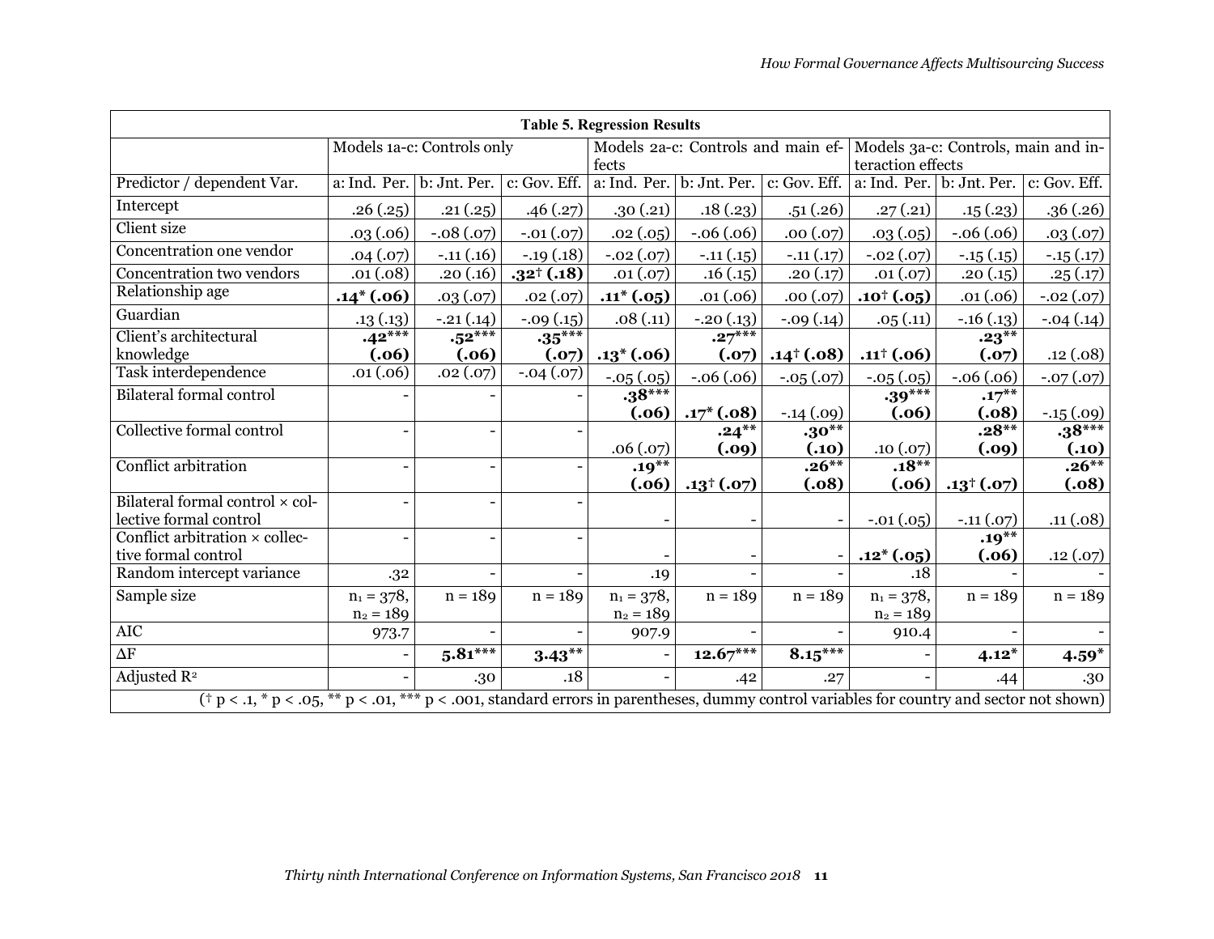**Table 5. Regression Results**

| | Models 1a-c: Controls only | | | Models 2a-c: Controls and main effects | | | Models 3a-c: Controls, main and interaction effects | | |
|---|---|---|---|---|---|---|---|---|---|
| Predictor / dependent Var. | a: Ind. Per. | b: Jnt. Per. | c: Gov. Eff. | a: Ind. Per. | b: Jnt. Per. | c: Gov. Eff. | a: Ind. Per. | b: Jnt. Per. | c: Gov. Eff. |
| Intercept | .26 (.25) | .21 (.25) | .46 (.27) | .30 (.21) | .18 (.23) | .51 (.26) | .27 (.21) | .15 (.23) | .36 (.26) |
| Client size | .03 (.06) | -.08 (.07) | -.01 (.07) | .02 (.05) | -.06 (.06) | .00 (.07) | .03 (.05) | -.06 (.06) | .03 (.07) |
| Concentration one vendor | .04 (.07) | -.11 (.16) | -.19 (.18) | -.02 (.07) | -.11 (.15) | -.11 (.17) | -.02 (.07) | -.15 (.15) | -.15 (.17) |
| Concentration two vendors | .01 (.08) | .20 (.16) | **.32† (.18)** | .01 (.07) | .16 (.15) | .20 (.17) | .01 (.07) | .20 (.15) | .25 (.17) |
| Relationship age | **.14* (.06)** | .03 (.07) | .02 (.07) | **.11* (.05)** | .01 (.06) | .00 (.07) | **.10† (.05)** | .01 (.06) | -.02 (.07) |
| Guardian | .13 (.13) | -.21 (.14) | -.09 (.15) | .08 (.11) | -.20 (.13) | -.09 (.14) | .05 (.11) | -.16 (.13) | -.04 (.14) |
| Client's architectural knowledge | **.42*** (.06)** | **.52*** (.06)** | **.35*** (.07)** | **.13* (.06)** | **.27*** (.07)** | **.14† (.08)** | **.11† (.06)** | **.23** (.07)** | .12 (.08) |
| Task interdependence | .01 (.06) | .02 (.07) | -.04 (.07) | -.05 (.05) | -.06 (.06) | -.05 (.07) | -.05 (.05) | -.06 (.06) | -.07 (.07) |
| Bilateral formal control | - | - | - | **.38*** (.06)** | **.17* (.08)** | -.14 (.09) | **.39*** (.06)** | **.17** (.08)** | -.15 (.09) |
| Collective formal control | - | - | - | .06 (.07) | **.24** (.09)** | **.30** (.10)** | .10 (.07) | **.28** (.09)** | **.38*** (.10)** |
| Conflict arbitration | - | - | - | **.19** (.06)** | **.13† (.07)** | **.26** (.08)** | **.18** (.06)** | **.13† (.07)** | **.26** (.08)** |
| Bilateral formal control × collective formal control | - | - | - | - | - | - | -.01 (.05) | -.11 (.07) | .11 (.08) |
| Conflict arbitration × collective formal control | - | - | - | - | - | - | **.12* (.05)** | **.19** (.06)** | .12 (.07) |
| Random intercept variance | .32 | - | - | .19 | - | - | .18 | - | - |
| Sample size | $n_1$ = 378, $n_2$ = 189 | n = 189 | n = 189 | $n_1$ = 378, $n_2$ = 189 | n = 189 | n = 189 | $n_1$ = 378, $n_2$ = 189 | n = 189 | n = 189 |
| AIC | 973.7 | - | - | 907.9 | - | - | 910.4 | - | - |
| ΔF | - | **5.81*** | **3.43** | - | **12.67*** | **8.15*** | - | **4.12*** | **4.59*** |
| Adjusted $R^2$ | - | .30 | .18 | - | .42 | .27 | - | .44 | .30 |

(† p < .1, * p < .05, ** p < .01, *** p < .001, standard errors in parentheses, dummy control variables for country and sector not shown)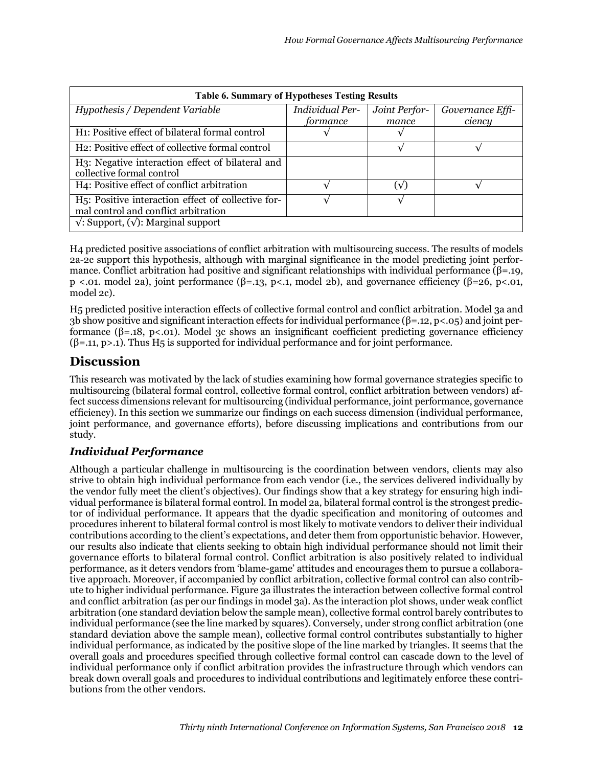**Table 6. Summary of Hypotheses Testing Results**

| *Hypothesis / Dependent Variable* | *Individual Performance* | *Joint Performance* | *Governance Efficiency* |
|---|---|---|---|
| H1: Positive effect of bilateral formal control | √ | √ | |
| H2: Positive effect of collective formal control | | √ | √ |
| H3: Negative interaction effect of bilateral and collective formal control | | | |
| H4: Positive effect of conflict arbitration | √ | (√) | √ |
| H5: Positive interaction effect of collective formal control and conflict arbitration | √ | √ | |
| √: Support, (√): Marginal support | | | |

H4 predicted positive associations of conflict arbitration with multisourcing success. The results of models 2a-2c support this hypothesis, although with marginal significance in the model predicting joint performance. Conflict arbitration had positive and significant relationships with individual performance ($\beta$=.19, $p < .01$. model 2a), joint performance ($\beta$=.13, $p < .1$, model 2b), and governance efficiency ($\beta$=26, $p < .01$, model 2c).

H5 predicted positive interaction effects of collective formal control and conflict arbitration. Model 3a and 3b show positive and significant interaction effects for individual performance ($\beta$=.12, $p < .05$) and joint performance ($\beta$=.18, $p < .01$). Model 3c shows an insignificant coefficient predicting governance efficiency ($\beta$=.11, $p > .1$). Thus H5 is supported for individual performance and for joint performance.

# Discussion

This research was motivated by the lack of studies examining how formal governance strategies specific to multisourcing (bilateral formal control, collective formal control, conflict arbitration between vendors) affect success dimensions relevant for multisourcing (individual performance, joint performance, governance efficiency). In this section we summarize our findings on each success dimension (individual performance, joint performance, and governance efforts), before discussing implications and contributions from our study.

## *Individual Performance*

Although a particular challenge in multisourcing is the coordination between vendors, clients may also strive to obtain high individual performance from each vendor (i.e., the services delivered individually by the vendor fully meet the client's objectives). Our findings show that a key strategy for ensuring high individual performance is bilateral formal control. In model 2a, bilateral formal control is the strongest predictor of individual performance. It appears that the dyadic specification and monitoring of outcomes and procedures inherent to bilateral formal control is most likely to motivate vendors to deliver their individual contributions according to the client's expectations, and deter them from opportunistic behavior. However, our results also indicate that clients seeking to obtain high individual performance should not limit their governance efforts to bilateral formal control. Conflict arbitration is also positively related to individual performance, as it deters vendors from 'blame-game' attitudes and encourages them to pursue a collaborative approach. Moreover, if accompanied by conflict arbitration, collective formal control can also contribute to higher individual performance. Figure 3a illustrates the interaction between collective formal control and conflict arbitration (as per our findings in model 3a). As the interaction plot shows, under weak conflict arbitration (one standard deviation below the sample mean), collective formal control barely contributes to individual performance (see the line marked by squares). Conversely, under strong conflict arbitration (one standard deviation above the sample mean), collective formal control contributes substantially to higher individual performance, as indicated by the positive slope of the line marked by triangles. It seems that the overall goals and procedures specified through collective formal control can cascade down to the level of individual performance only if conflict arbitration provides the infrastructure through which vendors can break down overall goals and procedures to individual contributions and legitimately enforce these contributions from the other vendors.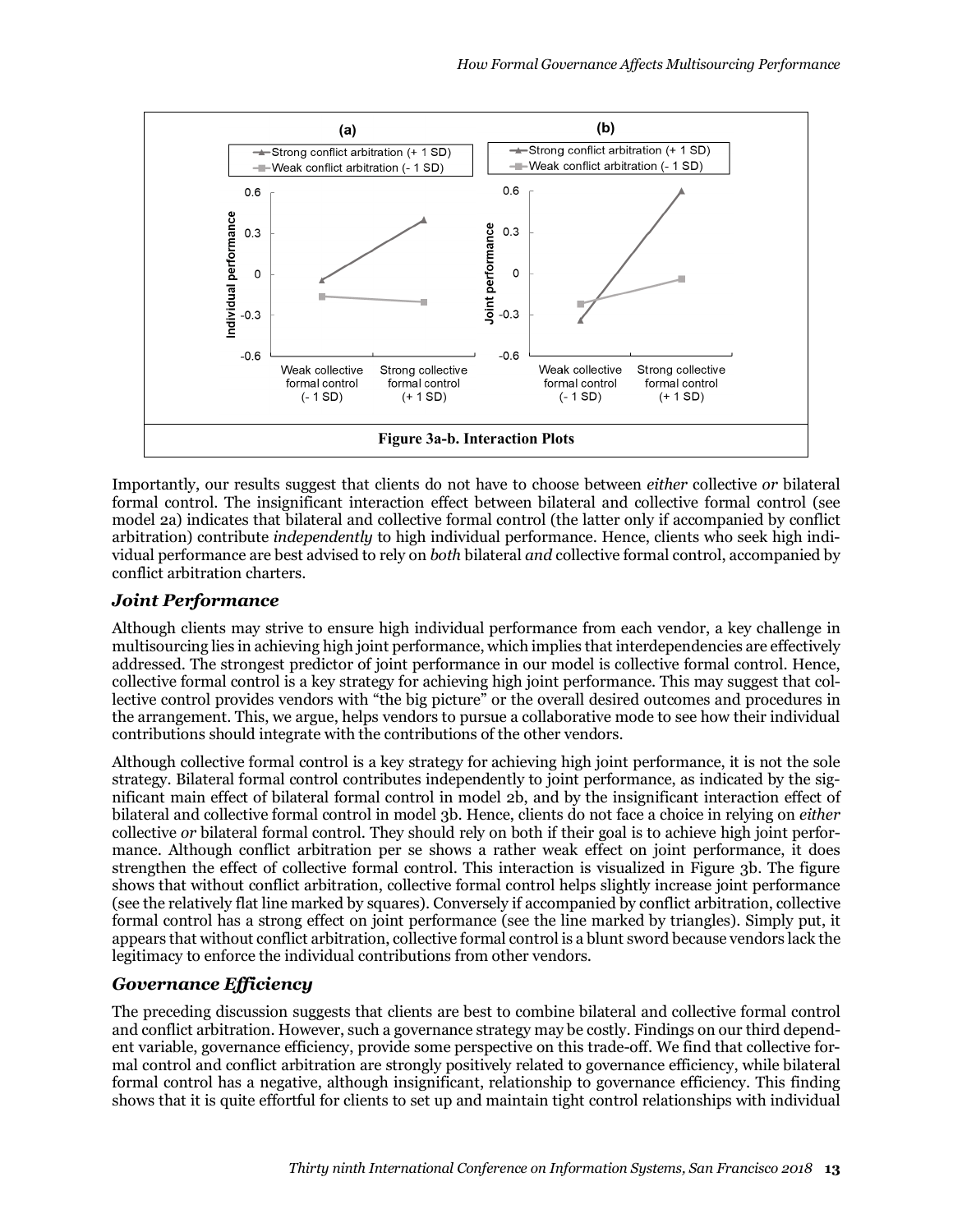Figure 3a-b. Interaction Plots

Importantly, our results suggest that clients do not have to choose between *either* collective *or* bilateral formal control. The insignificant interaction effect between bilateral and collective formal control (see model 2a) indicates that bilateral and collective formal control (the latter only if accompanied by conflict arbitration) contribute *independently* to high individual performance. Hence, clients who seek high individual performance are best advised to rely on *both* bilateral *and* collective formal control, accompanied by conflict arbitration charters.

## *Joint Performance*

Although clients may strive to ensure high individual performance from each vendor, a key challenge in multisourcing lies in achieving high joint performance, which implies that interdependencies are effectively addressed. The strongest predictor of joint performance in our model is collective formal control. Hence, collective formal control is a key strategy for achieving high joint performance. This may suggest that collective control provides vendors with "the big picture" or the overall desired outcomes and procedures in the arrangement. This, we argue, helps vendors to pursue a collaborative mode to see how their individual contributions should integrate with the contributions of the other vendors.

Although collective formal control is a key strategy for achieving high joint performance, it is not the sole strategy. Bilateral formal control contributes independently to joint performance, as indicated by the significant main effect of bilateral formal control in model 2b, and by the insignificant interaction effect of bilateral and collective formal control in model 3b. Hence, clients do not face a choice in relying on *either* collective *or* bilateral formal control. They should rely on both if their goal is to achieve high joint performance. Although conflict arbitration per se shows a rather weak effect on joint performance, it does strengthen the effect of collective formal control. This interaction is visualized in Figure 3b. The figure shows that without conflict arbitration, collective formal control helps slightly increase joint performance (see the relatively flat line marked by squares). Conversely if accompanied by conflict arbitration, collective formal control has a strong effect on joint performance (see the line marked by triangles). Simply put, it appears that without conflict arbitration, collective formal control is a blunt sword because vendors lack the legitimacy to enforce the individual contributions from other vendors.

## *Governance Efficiency*

The preceding discussion suggests that clients are best to combine bilateral and collective formal control and conflict arbitration. However, such a governance strategy may be costly. Findings on our third dependent variable, governance efficiency, provide some perspective on this trade-off. We find that collective formal control and conflict arbitration are strongly positively related to governance efficiency, while bilateral formal control has a negative, although insignificant, relationship to governance efficiency. This finding shows that it is quite effortful for clients to set up and maintain tight control relationships with individual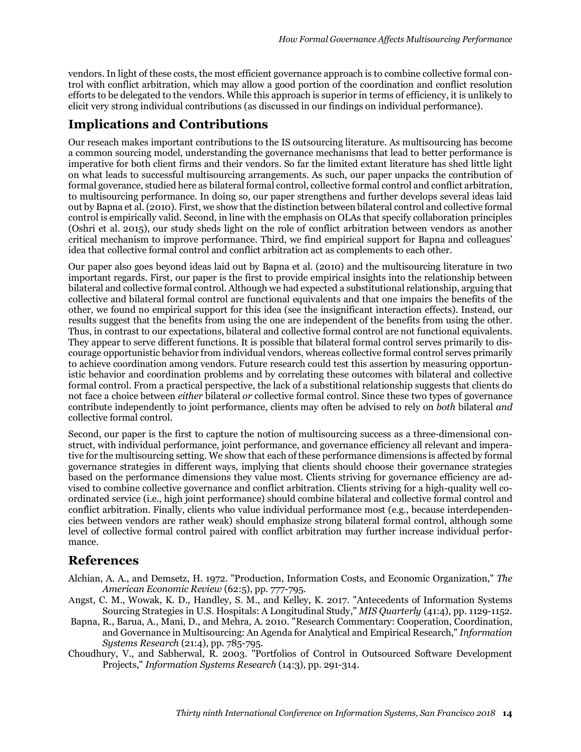vendors. In light of these costs, the most efficient governance approach is to combine collective formal control with conflict arbitration, which may allow a good portion of the coordination and conflict resolution efforts to be delegated to the vendors. While this approach is superior in terms of efficiency, it is unlikely to elicit very strong individual contributions (as discussed in our findings on individual performance).

## Implications and Contributions

Our reseach makes important contributions to the IS outsourcing literature. As multisourcing has become a common sourcing model, understanding the governance mechanisms that lead to better performance is imperative for both client firms and their vendors. So far the limited extant literature has shed little light on what leads to successful multisourcing arrangements. As such, our paper unpacks the contribution of formal goverance, studied here as bilateral formal control, collective formal control and conflict arbitration, to multisourcing performance. In doing so, our paper strengthens and further develops several ideas laid out by Bapna et al. (2010). First, we show that the distinction between bilateral control and collective formal control is empirically valid. Second, in line with the emphasis on OLAs that specify collaboration principles (Oshri et al. 2015), our study sheds light on the role of conflict arbitration between vendors as another critical mechanism to improve performance. Third, we find empirical support for Bapna and colleagues' idea that collective formal control and conflict arbitration act as complements to each other.

Our paper also goes beyond ideas laid out by Bapna et al. (2010) and the multisourcing literature in two important regards. First, our paper is the first to provide empirical insights into the relationship between bilateral and collective formal control. Although we had expected a substitutional relationship, arguing that collective and bilateral formal control are functional equivalents and that one impairs the benefits of the other, we found no empirical support for this idea (see the insignificant interaction effects). Instead, our results suggest that the benefits from using the one are independent of the benefits from using the other. Thus, in contrast to our expectations, bilateral and collective formal control are not functional equivalents. They appear to serve different functions. It is possible that bilateral formal control serves primarily to discourage opportunistic behavior from individual vendors, whereas collective formal control serves primarily to achieve coordination among vendors. Future research could test this assertion by measuring opportunistic behavior and coordination problems and by correlating these outcomes with bilateral and collective formal control. From a practical perspective, the lack of a substitional relationship suggests that clients do not face a choice between *either* bilateral *or* collective formal control. Since these two types of governance contribute independently to joint performance, clients may often be advised to rely on *both* bilateral *and* collective formal control.

Second, our paper is the first to capture the notion of multisourcing success as a three-dimensional construct, with individual performance, joint performance, and governance efficiency all relevant and imperative for the multisourcing setting. We show that each of these performance dimensions is affected by formal governance strategies in different ways, implying that clients should choose their governance strategies based on the performance dimensions they value most. Clients striving for governance efficiency are advised to combine collective governance and conflict arbitration. Clients striving for a high-quality well coordinated service (i.e., high joint performance) should combine bilateral and collective formal control and conflict arbitration. Finally, clients who value individual performance most (e.g., because interdependencies between vendors are rather weak) should emphasize strong bilateral formal control, although some level of collective formal control paired with conflict arbitration may further increase individual performance.

## References

Alchian, A. A., and Demsetz, H. 1972. "Production, Information Costs, and Economic Organization," *The American Economic Review* (62:5), pp. 777-795.

Angst, C. M., Wowak, K. D., Handley, S. M., and Kelley, K. 2017. "Antecedents of Information Systems Sourcing Strategies in U.S. Hospitals: A Longitudinal Study," *MIS Quarterly* (41:4), pp. 1129-1152.

Bapna, R., Barua, A., Mani, D., and Mehra, A. 2010. "Research Commentary: Cooperation, Coordination, and Governance in Multisourcing: An Agenda for Analytical and Empirical Research," *Information Systems Research* (21:4), pp. 785-795.

Choudhury, V., and Sabherwal, R. 2003. "Portfolios of Control in Outsourced Software Development Projects," *Information Systems Research* (14:3), pp. 291-314.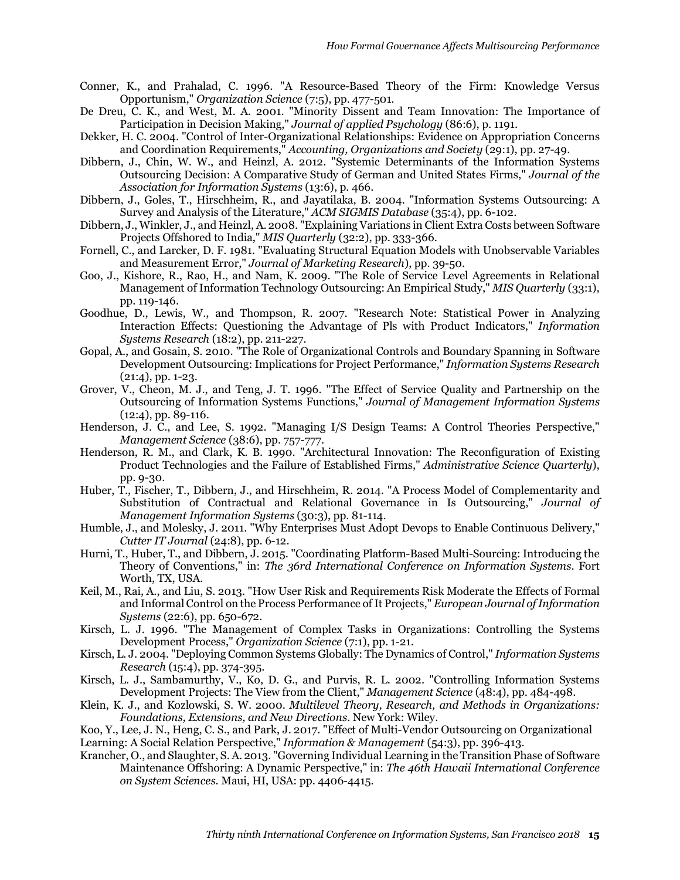Conner, K., and Prahalad, C. 1996. "A Resource-Based Theory of the Firm: Knowledge Versus Opportunism," *Organization Science* (7:5), pp. 477-501.

De Dreu, C. K., and West, M. A. 2001. "Minority Dissent and Team Innovation: The Importance of Participation in Decision Making," *Journal of applied Psychology* (86:6), p. 1191.

Dekker, H. C. 2004. "Control of Inter-Organizational Relationships: Evidence on Appropriation Concerns and Coordination Requirements," *Accounting, Organizations and Society* (29:1), pp. 27-49.

Dibbern, J., Chin, W. W., and Heinzl, A. 2012. "Systemic Determinants of the Information Systems Outsourcing Decision: A Comparative Study of German and United States Firms," *Journal of the Association for Information Systems* (13:6), p. 466.

Dibbern, J., Goles, T., Hirschheim, R., and Jayatilaka, B. 2004. "Information Systems Outsourcing: A Survey and Analysis of the Literature," *ACM SIGMIS Database* (35:4), pp. 6-102.

Dibbern, J., Winkler, J., and Heinzl, A. 2008. "Explaining Variations in Client Extra Costs between Software Projects Offshored to India," *MIS Quarterly* (32:2), pp. 333-366.

Fornell, C., and Larcker, D. F. 1981. "Evaluating Structural Equation Models with Unobservable Variables and Measurement Error," *Journal of Marketing Research*), pp. 39-50.

Goo, J., Kishore, R., Rao, H., and Nam, K. 2009. "The Role of Service Level Agreements in Relational Management of Information Technology Outsourcing: An Empirical Study," *MIS Quarterly* (33:1), pp. 119-146.

Goodhue, D., Lewis, W., and Thompson, R. 2007. "Research Note: Statistical Power in Analyzing Interaction Effects: Questioning the Advantage of Pls with Product Indicators," *Information Systems Research* (18:2), pp. 211-227.

Gopal, A., and Gosain, S. 2010. "The Role of Organizational Controls and Boundary Spanning in Software Development Outsourcing: Implications for Project Performance," *Information Systems Research* (21:4), pp. 1-23.

Grover, V., Cheon, M. J., and Teng, J. T. 1996. "The Effect of Service Quality and Partnership on the Outsourcing of Information Systems Functions," *Journal of Management Information Systems* (12:4), pp. 89-116.

Henderson, J. C., and Lee, S. 1992. "Managing I/S Design Teams: A Control Theories Perspective," *Management Science* (38:6), pp. 757-777.

Henderson, R. M., and Clark, K. B. 1990. "Architectural Innovation: The Reconfiguration of Existing Product Technologies and the Failure of Established Firms," *Administrative Science Quarterly*), pp. 9-30.

Huber, T., Fischer, T., Dibbern, J., and Hirschheim, R. 2014. "A Process Model of Complementarity and Substitution of Contractual and Relational Governance in Is Outsourcing," *Journal of Management Information Systems* (30:3), pp. 81-114.

Humble, J., and Molesky, J. 2011. "Why Enterprises Must Adopt Devops to Enable Continuous Delivery," *Cutter IT Journal* (24:8), pp. 6-12.

Hurni, T., Huber, T., and Dibbern, J. 2015. "Coordinating Platform-Based Multi-Sourcing: Introducing the Theory of Conventions," in: *The 36rd International Conference on Information Systems*. Fort Worth, TX, USA.

Keil, M., Rai, A., and Liu, S. 2013. "How User Risk and Requirements Risk Moderate the Effects of Formal and Informal Control on the Process Performance of It Projects," *European Journal of Information Systems* (22:6), pp. 650-672.

Kirsch, L. J. 1996. "The Management of Complex Tasks in Organizations: Controlling the Systems Development Process," *Organization Science* (7:1), pp. 1-21.

Kirsch, L. J. 2004. "Deploying Common Systems Globally: The Dynamics of Control," *Information Systems Research* (15:4), pp. 374-395.

Kirsch, L. J., Sambamurthy, V., Ko, D. G., and Purvis, R. L. 2002. "Controlling Information Systems Development Projects: The View from the Client," *Management Science* (48:4), pp. 484-498.

Klein, K. J., and Kozlowski, S. W. 2000. *Multilevel Theory, Research, and Methods in Organizations: Foundations, Extensions, and New Directions*. New York: Wiley.

Koo, Y., Lee, J. N., Heng, C. S., and Park, J. 2017. "Effect of Multi-Vendor Outsourcing on Organizational Learning: A Social Relation Perspective," *Information & Management* (54:3), pp. 396-413.

Krancher, O., and Slaughter, S. A. 2013. "Governing Individual Learning in the Transition Phase of Software Maintenance Offshoring: A Dynamic Perspective," in: *The 46th Hawaii International Conference on System Sciences*. Maui, HI, USA: pp. 4406-4415.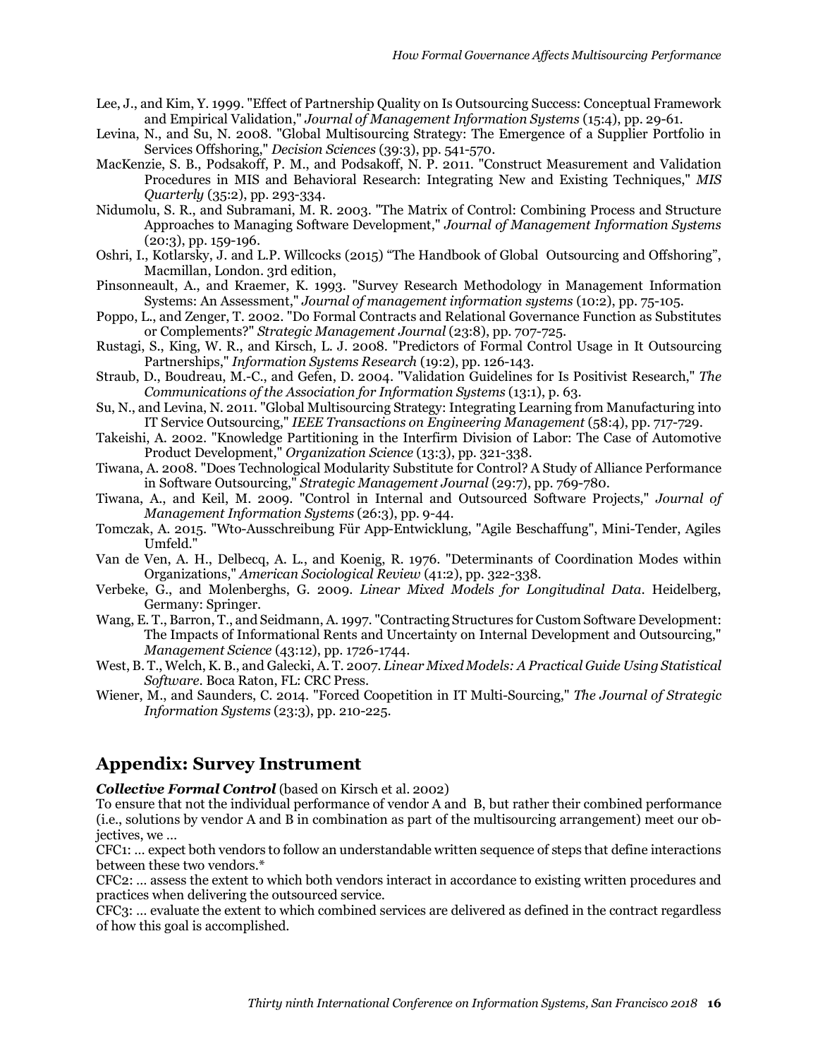Lee, J., and Kim, Y. 1999. "Effect of Partnership Quality on Is Outsourcing Success: Conceptual Framework and Empirical Validation," *Journal of Management Information Systems* (15:4), pp. 29-61.

Levina, N., and Su, N. 2008. "Global Multisourcing Strategy: The Emergence of a Supplier Portfolio in Services Offshoring," *Decision Sciences* (39:3), pp. 541-570.

MacKenzie, S. B., Podsakoff, P. M., and Podsakoff, N. P. 2011. "Construct Measurement and Validation Procedures in MIS and Behavioral Research: Integrating New and Existing Techniques," *MIS Quarterly* (35:2), pp. 293-334.

Nidumolu, S. R., and Subramani, M. R. 2003. "The Matrix of Control: Combining Process and Structure Approaches to Managing Software Development," *Journal of Management Information Systems* (20:3), pp. 159-196.

Oshri, I., Kotlarsky, J. and L.P. Willcocks (2015) "The Handbook of Global Outsourcing and Offshoring", Macmillan, London. 3rd edition,

Pinsonneault, A., and Kraemer, K. 1993. "Survey Research Methodology in Management Information Systems: An Assessment," *Journal of management information systems* (10:2), pp. 75-105.

Poppo, L., and Zenger, T. 2002. "Do Formal Contracts and Relational Governance Function as Substitutes or Complements?" *Strategic Management Journal* (23:8), pp. 707-725.

Rustagi, S., King, W. R., and Kirsch, L. J. 2008. "Predictors of Formal Control Usage in It Outsourcing Partnerships," *Information Systems Research* (19:2), pp. 126-143.

Straub, D., Boudreau, M.-C., and Gefen, D. 2004. "Validation Guidelines for Is Positivist Research," *The Communications of the Association for Information Systems* (13:1), p. 63.

Su, N., and Levina, N. 2011. "Global Multisourcing Strategy: Integrating Learning from Manufacturing into IT Service Outsourcing," *IEEE Transactions on Engineering Management* (58:4), pp. 717-729.

Takeishi, A. 2002. "Knowledge Partitioning in the Interfirm Division of Labor: The Case of Automotive Product Development," *Organization Science* (13:3), pp. 321-338.

Tiwana, A. 2008. "Does Technological Modularity Substitute for Control? A Study of Alliance Performance in Software Outsourcing," *Strategic Management Journal* (29:7), pp. 769-780.

Tiwana, A., and Keil, M. 2009. "Control in Internal and Outsourced Software Projects," *Journal of Management Information Systems* (26:3), pp. 9-44.

Tomczak, A. 2015. "Wto-Ausschreibung Für App-Entwicklung, "Agile Beschaffung", Mini-Tender, Agiles Umfeld."

Van de Ven, A. H., Delbecq, A. L., and Koenig, R. 1976. "Determinants of Coordination Modes within Organizations," *American Sociological Review* (41:2), pp. 322-338.

Verbeke, G., and Molenberghs, G. 2009. *Linear Mixed Models for Longitudinal Data*. Heidelberg, Germany: Springer.

Wang, E. T., Barron, T., and Seidmann, A. 1997. "Contracting Structures for Custom Software Development: The Impacts of Informational Rents and Uncertainty on Internal Development and Outsourcing," *Management Science* (43:12), pp. 1726-1744.

West, B. T., Welch, K. B., and Galecki, A. T. 2007. *Linear Mixed Models: A Practical Guide Using Statistical Software*. Boca Raton, FL: CRC Press.

Wiener, M., and Saunders, C. 2014. "Forced Coopetition in IT Multi-Sourcing," *The Journal of Strategic Information Systems* (23:3), pp. 210-225.

## Appendix: Survey Instrument

***Collective Formal Control*** (based on Kirsch et al. 2002)

To ensure that not the individual performance of vendor A and B, but rather their combined performance (i.e., solutions by vendor A and B in combination as part of the multisourcing arrangement) meet our objectives, we …

CFC1: … expect both vendors to follow an understandable written sequence of steps that define interactions between these two vendors.*

CFC2: … assess the extent to which both vendors interact in accordance to existing written procedures and practices when delivering the outsourced service.

CFC3: … evaluate the extent to which combined services are delivered as defined in the contract regardless of how this goal is accomplished.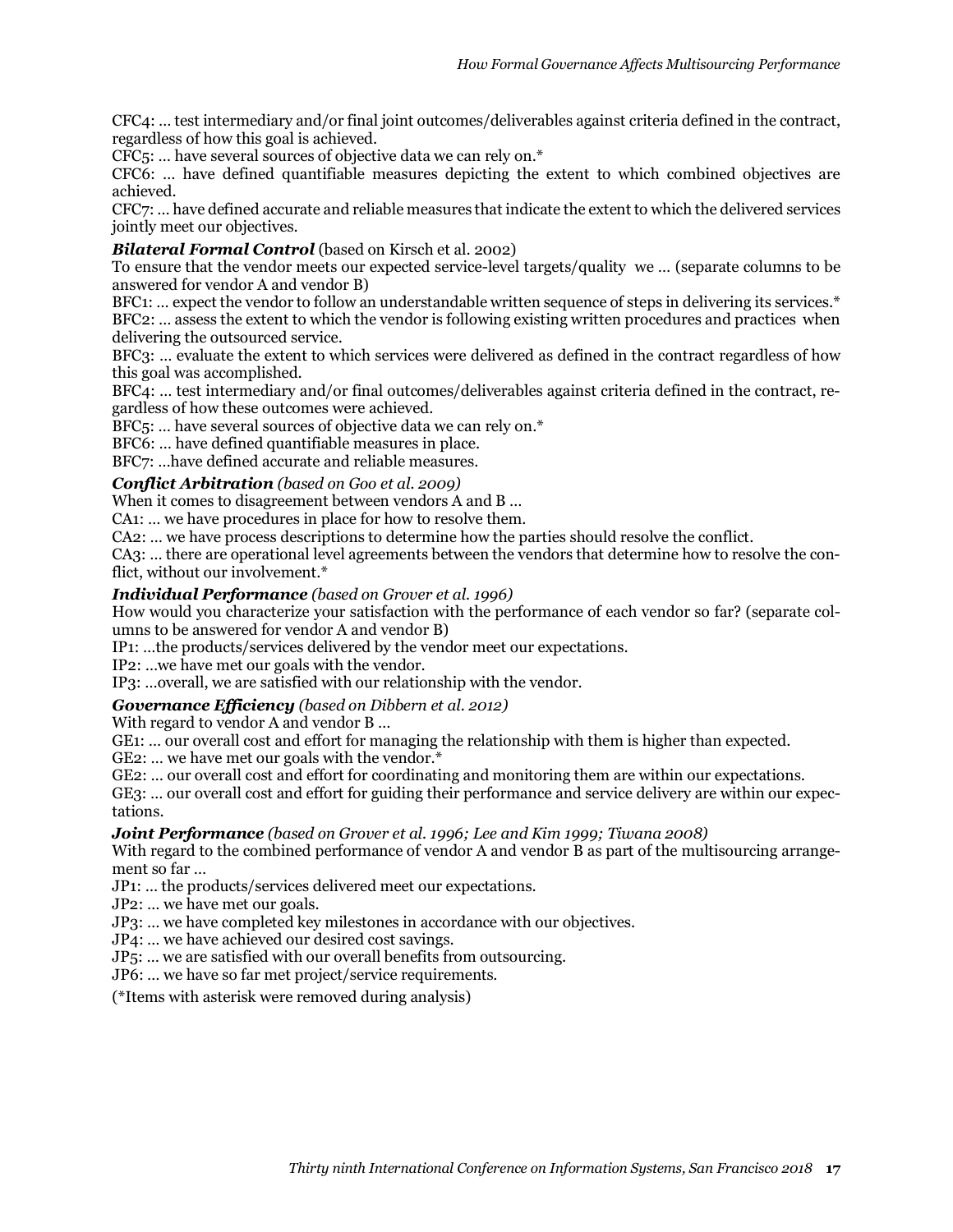CFC4: … test intermediary and/or final joint outcomes/deliverables against criteria defined in the contract, regardless of how this goal is achieved.
CFC5: … have several sources of objective data we can rely on.*
CFC6: … have defined quantifiable measures depicting the extent to which combined objectives are achieved.
CFC7: … have defined accurate and reliable measures that indicate the extent to which the delivered services jointly meet our objectives.

***Bilateral Formal Control*** (based on Kirsch et al. 2002)
To ensure that the vendor meets our expected service-level targets/quality we … (separate columns to be answered for vendor A and vendor B)
BFC1: … expect the vendor to follow an understandable written sequence of steps in delivering its services.*
BFC2: … assess the extent to which the vendor is following existing written procedures and practices when delivering the outsourced service.
BFC3: … evaluate the extent to which services were delivered as defined in the contract regardless of how this goal was accomplished.
BFC4: … test intermediary and/or final outcomes/deliverables against criteria defined in the contract, regardless of how these outcomes were achieved.
BFC5: … have several sources of objective data we can rely on.*
BFC6: … have defined quantifiable measures in place.
BFC7: …have defined accurate and reliable measures.

***Conflict Arbitration*** *(based on Goo et al. 2009)*
When it comes to disagreement between vendors A and B …
CA1: … we have procedures in place for how to resolve them.
CA2: … we have process descriptions to determine how the parties should resolve the conflict.
CA3: … there are operational level agreements between the vendors that determine how to resolve the conflict, without our involvement.*

***Individual Performance*** *(based on Grover et al. 1996)*
How would you characterize your satisfaction with the performance of each vendor so far? (separate columns to be answered for vendor A and vendor B)
IP1: …the products/services delivered by the vendor meet our expectations.
IP2: …we have met our goals with the vendor.
IP3: …overall, we are satisfied with our relationship with the vendor.

***Governance Efficiency*** *(based on Dibbern et al. 2012)*
With regard to vendor A and vendor B …
GE1: … our overall cost and effort for managing the relationship with them is higher than expected.
GE2: … we have met our goals with the vendor.*
GE2: … our overall cost and effort for coordinating and monitoring them are within our expectations.
GE3: … our overall cost and effort for guiding their performance and service delivery are within our expectations.

***Joint Performance*** *(based on Grover et al. 1996; Lee and Kim 1999; Tiwana 2008)*
With regard to the combined performance of vendor A and vendor B as part of the multisourcing arrangement so far …
JP1: … the products/services delivered meet our expectations.
JP2: … we have met our goals.
JP3: … we have completed key milestones in accordance with our objectives.
JP4: … we have achieved our desired cost savings.
JP5: … we are satisfied with our overall benefits from outsourcing.
JP6: … we have so far met project/service requirements.

(*Items with asterisk were removed during analysis)